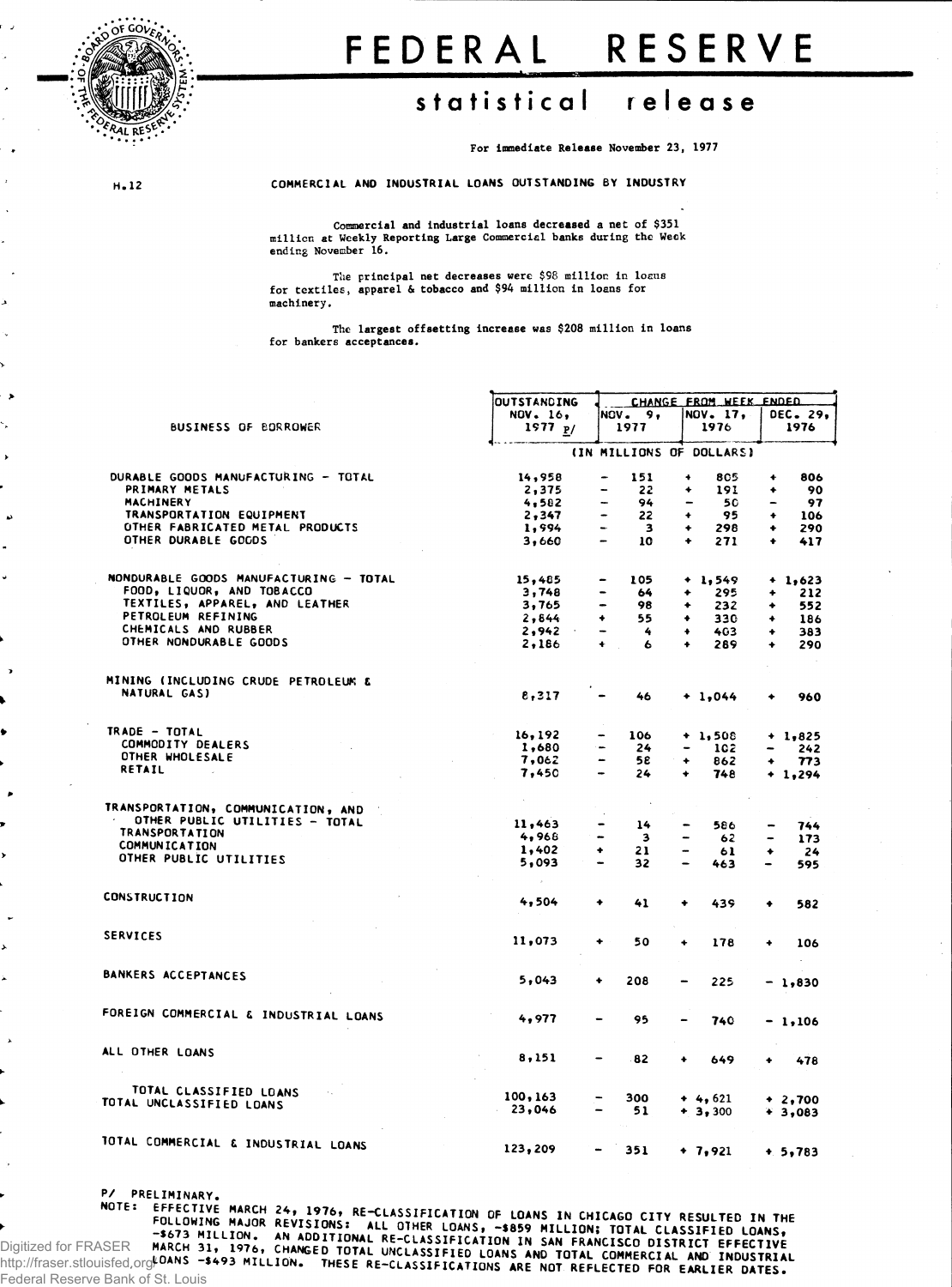# FEDERAL RESERVE

## statistical release

For immediate Release November 23, 1977

H.12

COMMERCIAL AND INDUSTRIAL LOANS OUTSTANDING BY INDUSTRY

Commercial and industrial loans decreased a net of $351 million at Weekly Reporting Large Commercial banks during the Week ending November 16.

The principal net decreases were $98 million in loans for textiles, apparel & tobacco and $94 million in loans for machinery.

The largest offsetting increase was $208 million in loans for bankers acceptances.

| BUSINESS OF BORROWER | OUTSTANDING NOV. 16, 1977 P/ | CHANGE FROM WEEK ENDED NOV. 9, 1977 | NOV. 17, 1976 | DEC. 29, 1976 |
|---|---|---|---|---|
| | (IN MILLIONS OF DOLLARS) | | | |
| DURABLE GOODS MANUFACTURING - TOTAL | 14,958 | - 151 | + 805 | + 806 |
| PRIMARY METALS | 2,375 | - 22 | + 191 | + 90 |
| MACHINERY | 4,582 | - 94 | - 50 | - 97 |
| TRANSPORTATION EQUIPMENT | 2,347 | - 22 | + 95 | + 106 |
| OTHER FABRICATED METAL PRODUCTS | 1,994 | - 3 | + 298 | + 290 |
| OTHER DURABLE GOODS | 3,660 | - 10 | + 271 | + 417 |
| NONDURABLE GOODS MANUFACTURING - TOTAL | 15,485 | - 105 | + 1,549 | + 1,623 |
| FOOD, LIQUOR, AND TOBACCO | 3,748 | - 64 | + 295 | + 212 |
| TEXTILES, APPAREL, AND LEATHER | 3,765 | - 98 | + 232 | + 552 |
| PETROLEUM REFINING | 2,844 | + 55 | + 330 | + 186 |
| CHEMICALS AND RUBBER | 2,942 | - 4 | + 403 | + 383 |
| OTHER NONDURABLE GOODS | 2,186 | + 6 | + 289 | + 290 |
| MINING (INCLUDING CRUDE PETROLEUM & NATURAL GAS) | 8,317 | - 46 | + 1,044 | + 960 |
| TRADE - TOTAL | 16,192 | - 106 | + 1,508 | + 1,825 |
| COMMODITY DEALERS | 1,680 | - 24 | - 102 | - 242 |
| OTHER WHOLESALE | 7,062 | - 58 | + 862 | + 773 |
| RETAIL | 7,450 | - 24 | + 748 | + 1,294 |
| TRANSPORTATION, COMMUNICATION, AND OTHER PUBLIC UTILITIES - TOTAL | 11,463 | - 14 | - 586 | - 744 |
| TRANSPORTATION | 4,968 | - 3 | - 62 | - 173 |
| COMMUNICATION | 1,402 | + 21 | - 61 | + 24 |
| OTHER PUBLIC UTILITIES | 5,093 | - 32 | - 463 | - 595 |
| CONSTRUCTION | 4,504 | + 41 | + 439 | + 582 |
| SERVICES | 11,073 | + 50 | + 178 | + 106 |
| BANKERS ACCEPTANCES | 5,043 | + 208 | - 225 | - 1,830 |
| FOREIGN COMMERCIAL & INDUSTRIAL LOANS | 4,977 | - 95 | - 740 | - 1,106 |
| ALL OTHER LOANS | 8,151 | - 82 | + 649 | + 478 |
| TOTAL CLASSIFIED LOANS | 100,163 | - 300 | + 4,621 | + 2,700 |
| TOTAL UNCLASSIFIED LOANS | 23,046 | - 51 | + 3,300 | + 3,083 |
| TOTAL COMMERCIAL & INDUSTRIAL LOANS | 123,209 | - 351 | + 7,921 | + 5,783 |

P/ PRELIMINARY.

NOTE: EFFECTIVE MARCH 24, 1976, RE-CLASSIFICATION OF LOANS IN CHICAGO CITY RESULTED IN THE FOLLOWING MAJOR REVISIONS: ALL OTHER LOANS, -$859 MILLION; TOTAL CLASSIFIED LOANS, -$673 MILLION. AN ADDITIONAL RE-CLASSIFICATION IN SAN FRANCISCO DISTRICT EFFECTIVE MARCH 31, 1976, CHANGED TOTAL UNCLASSIFIED LOANS AND TOTAL COMMERCIAL AND INDUSTRIAL LOANS -$493 MILLION. THESE RE-CLASSIFICATIONS ARE NOT REFLECTED FOR EARLIER DATES.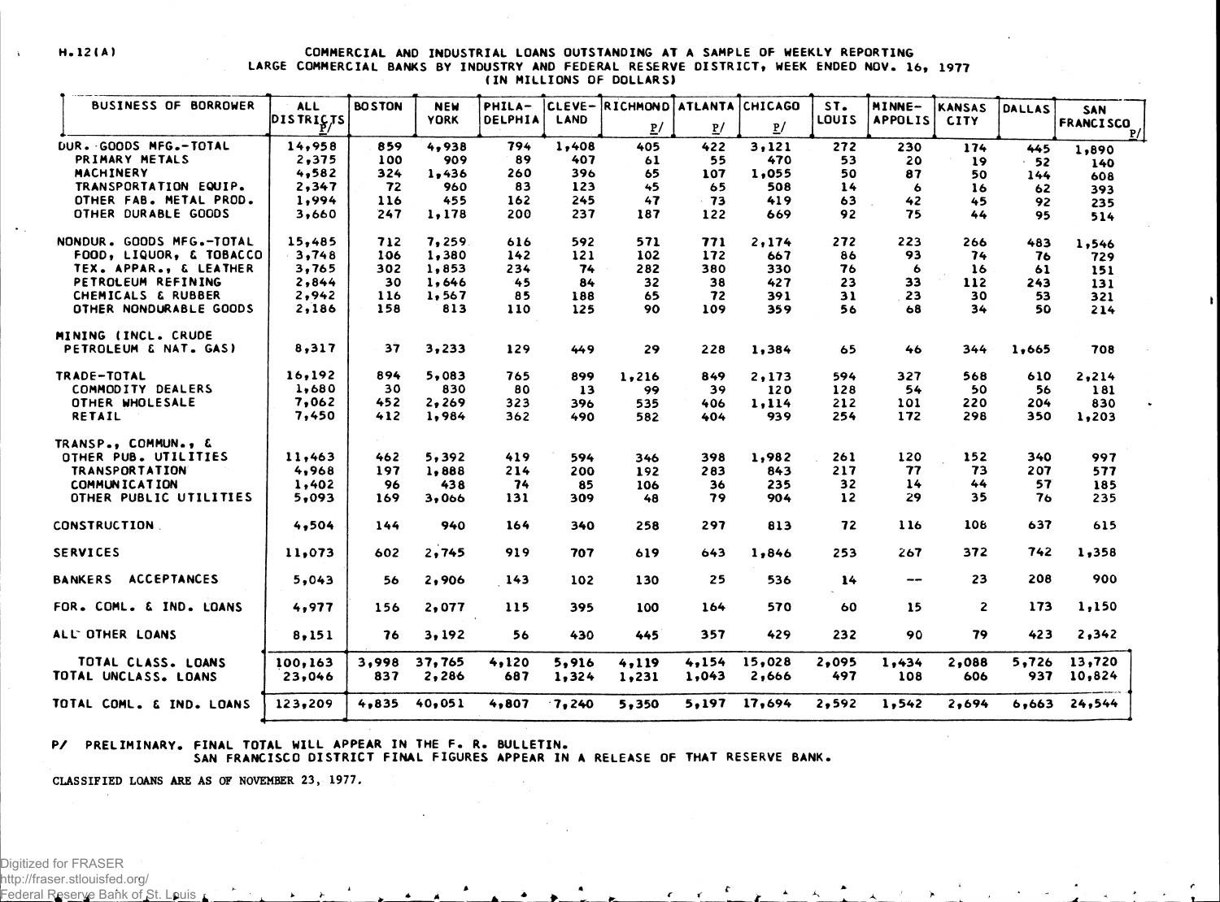H.12(A)

COMMERCIAL AND INDUSTRIAL LOANS OUTSTANDING AT A SAMPLE OF WEEKLY REPORTING LARGE COMMERCIAL BANKS BY INDUSTRY AND FEDERAL RESERVE DISTRICT, WEEK ENDED NOV. 16, 1977
(IN MILLIONS OF DOLLARS)

| BUSINESS OF BORROWER | ALL DISTRICTS P/ | BOSTON | NEW YORK | PHILA-DELPHIA | CLEVE-LAND | RICHMOND P/ | ATLANTA P/ | CHICAGO P/ | ST. LOUIS | MINNE-APOLIS | KANSAS CITY | DALLAS | SAN FRANCISCO P/ |
|---|---|---|---|---|---|---|---|---|---|---|---|---|---|
| DUR. GOODS MFG.-TOTAL | 14,958 | 859 | 4,938 | 794 | 1,408 | 405 | 422 | 3,121 | 272 | 230 | 174 | 445 | 1,890 |
| PRIMARY METALS | 2,375 | 100 | 909 | 89 | 407 | 61 | 55 | 470 | 53 | 20 | 19 | 52 | 140 |
| MACHINERY | 4,582 | 324 | 1,436 | 260 | 396 | 65 | 107 | 1,055 | 50 | 87 | 50 | 144 | 608 |
| TRANSPORTATION EQUIP. | 2,347 | 72 | 960 | 83 | 123 | 45 | 65 | 508 | 14 | 6 | 16 | 62 | 393 |
| OTHER FAB. METAL PROD. | 1,994 | 116 | 455 | 162 | 245 | 47 | 73 | 419 | 63 | 42 | 45 | 92 | 235 |
| OTHER DURABLE GOODS | 3,660 | 247 | 1,178 | 200 | 237 | 187 | 122 | 669 | 92 | 75 | 44 | 95 | 514 |
| NONDUR. GOODS MFG.-TOTAL | 15,485 | 712 | 7,259 | 616 | 592 | 571 | 771 | 2,174 | 272 | 223 | 266 | 483 | 1,546 |
| FOOD, LIQUOR, & TOBACCO | 3,748 | 106 | 1,380 | 142 | 121 | 102 | 172 | 667 | 86 | 93 | 74 | 76 | 729 |
| TEX. APPAR., & LEATHER | 3,765 | 302 | 1,853 | 234 | 74 | 282 | 380 | 330 | 76 | 6 | 16 | 61 | 151 |
| PETROLEUM REFINING | 2,844 | 30 | 1,646 | 45 | 84 | 32 | 38 | 427 | 23 | 33 | 112 | 243 | 131 |
| CHEMICALS & RUBBER | 2,942 | 116 | 1,567 | 85 | 188 | 65 | 72 | 391 | 31 | 23 | 30 | 53 | 321 |
| OTHER NONDURABLE GOODS | 2,186 | 158 | 813 | 110 | 125 | 90 | 109 | 359 | 56 | 68 | 34 | 50 | 214 |
| MINING (INCL. CRUDE PETROLEUM & NAT. GAS) | 8,317 | 37 | 3,233 | 129 | 449 | 29 | 228 | 1,384 | 65 | 46 | 344 | 1,665 | 708 |
| TRADE-TOTAL | 16,192 | 894 | 5,083 | 765 | 899 | 1,216 | 849 | 2,173 | 594 | 327 | 568 | 610 | 2,214 |
| COMMODITY DEALERS | 1,680 | 30 | 830 | 80 | 13 | 99 | 39 | 120 | 128 | 54 | 50 | 56 | 181 |
| OTHER WHOLESALE | 7,062 | 452 | 2,269 | 323 | 396 | 535 | 406 | 1,114 | 212 | 101 | 220 | 204 | 830 |
| RETAIL | 7,450 | 412 | 1,984 | 362 | 490 | 582 | 404 | 939 | 254 | 172 | 298 | 350 | 1,203 |
| TRANSP., COMMUN., & OTHER PUB. UTILITIES | 11,463 | 462 | 5,392 | 419 | 594 | 346 | 398 | 1,982 | 261 | 120 | 152 | 340 | 997 |
| TRANSPORTATION | 4,968 | 197 | 1,888 | 214 | 200 | 192 | 283 | 843 | 217 | 77 | 73 | 207 | 577 |
| COMMUNICATION | 1,402 | 96 | 438 | 74 | 85 | 106 | 36 | 235 | 32 | 14 | 44 | 57 | 185 |
| OTHER PUBLIC UTILITIES | 5,093 | 169 | 3,066 | 131 | 309 | 48 | 79 | 904 | 12 | 29 | 35 | 76 | 235 |
| CONSTRUCTION | 4,504 | 144 | 940 | 164 | 340 | 258 | 297 | 813 | 72 | 116 | 106 | 637 | 615 |
| SERVICES | 11,073 | 602 | 2,745 | 919 | 707 | 619 | 643 | 1,846 | 253 | 267 | 372 | 742 | 1,358 |
| BANKERS ACCEPTANCES | 5,043 | 56 | 2,906 | 143 | 102 | 130 | 25 | 536 | 14 | -- | 23 | 208 | 900 |
| FOR. COML. & IND. LOANS | 4,977 | 156 | 2,077 | 115 | 395 | 100 | 164 | 570 | 60 | 15 | 2 | 173 | 1,150 |
| ALL OTHER LOANS | 8,151 | 76 | 3,192 | 56 | 430 | 445 | 357 | 429 | 232 | 90 | 79 | 423 | 2,342 |
| TOTAL CLASS. LOANS | 100,163 | 3,998 | 37,765 | 4,120 | 5,916 | 4,119 | 4,154 | 15,028 | 2,095 | 1,434 | 2,088 | 5,726 | 13,720 |
| TOTAL UNCLASS. LOANS | 23,046 | 837 | 2,286 | 687 | 1,324 | 1,231 | 1,043 | 2,666 | 497 | 108 | 606 | 937 | 10,824 |
| TOTAL COML. & IND. LOANS | 123,209 | 4,835 | 40,051 | 4,807 | 7,240 | 5,350 | 5,197 | 17,694 | 2,592 | 1,542 | 2,694 | 6,663 | 24,544 |

P/ PRELIMINARY. FINAL TOTAL WILL APPEAR IN THE F. R. BULLETIN.
SAN FRANCISCO DISTRICT FINAL FIGURES APPEAR IN A RELEASE OF THAT RESERVE BANK.

CLASSIFIED LOANS ARE AS OF NOVEMBER 23, 1977.